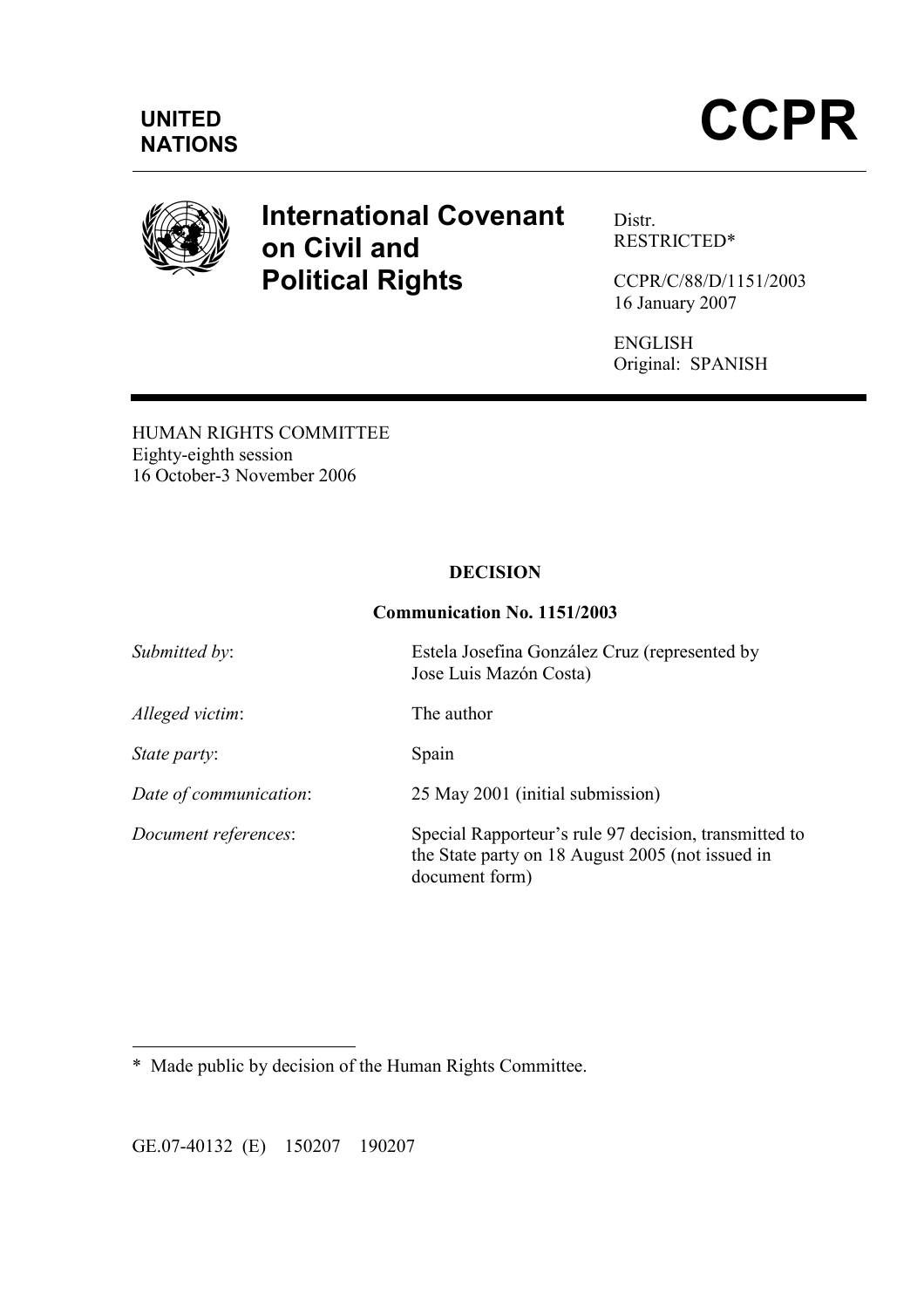**UNITED NATIONS**

# CCPR

## International Covenant on Civil and Political Rights

Distr.
RESTRICTED*

CCPR/C/88/D/1151/2003
16 January 2007

ENGLISH
Original: SPANISH

HUMAN RIGHTS COMMITTEE
Eighty-eighth session
16 October-3 November 2006

**DECISION**

**Communication No. 1151/2003**

| | |
|---|---|
| *Submitted by*: | Estela Josefina González Cruz (represented by Jose Luis Mazón Costa) |
| *Alleged victim*: | The author |
| *State party*: | Spain |
| *Date of communication*: | 25 May 2001 (initial submission) |
| *Document references*: | Special Rapporteur's rule 97 decision, transmitted to the State party on 18 August 2005 (not issued in document form) |

---

\* Made public by decision of the Human Rights Committee.

GE.07-40132 (E) 150207 190207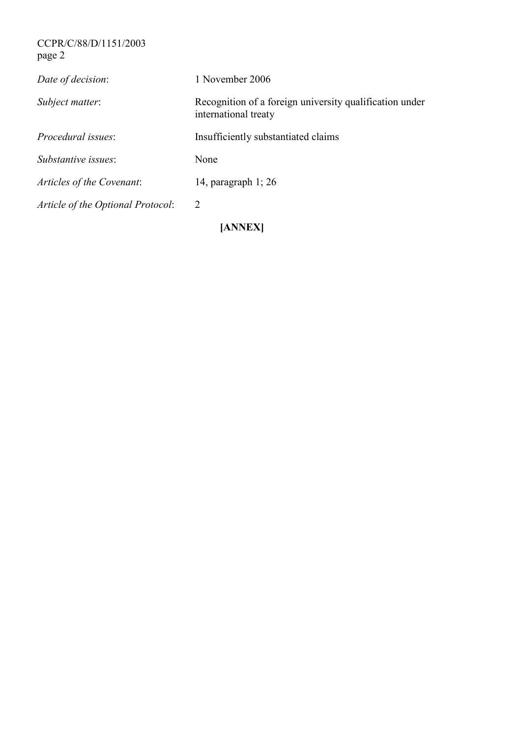*Date of decision*: 1 November 2006

*Subject matter*: Recognition of a foreign university qualification under international treaty

*Procedural issues*: Insufficiently substantiated claims

*Substantive issues*: None

*Articles of the Covenant*: 14, paragraph 1; 26

*Article of the Optional Protocol*: 2

**[ANNEX]**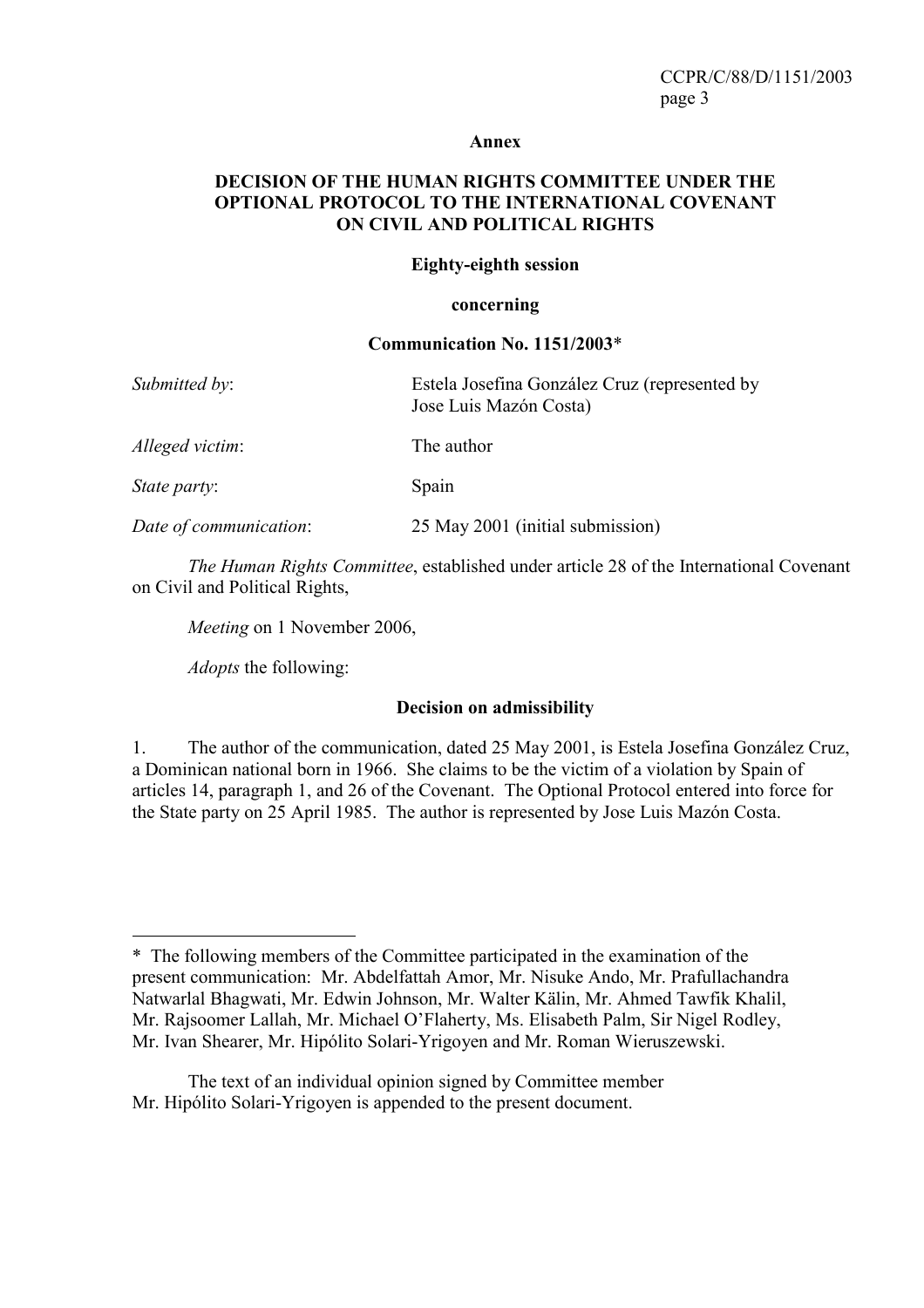**Annex**

**DECISION OF THE HUMAN RIGHTS COMMITTEE UNDER THE OPTIONAL PROTOCOL TO THE INTERNATIONAL COVENANT ON CIVIL AND POLITICAL RIGHTS**

**Eighty-eighth session**

**concerning**

**Communication No. 1151/2003***

| | |
|---|---|
| *Submitted by*: | Estela Josefina González Cruz (represented by Jose Luis Mazón Costa) |
| *Alleged victim*: | The author |
| *State party*: | Spain |
| *Date of communication*: | 25 May 2001 (initial submission) |

*The Human Rights Committee*, established under article 28 of the International Covenant on Civil and Political Rights,

*Meeting* on 1 November 2006,

*Adopts* the following:

**Decision on admissibility**

1. The author of the communication, dated 25 May 2001, is Estela Josefina González Cruz, a Dominican national born in 1966. She claims to be the victim of a violation by Spain of articles 14, paragraph 1, and 26 of the Covenant. The Optional Protocol entered into force for the State party on 25 April 1985. The author is represented by Jose Luis Mazón Costa.

---

* The following members of the Committee participated in the examination of the present communication: Mr. Abdelfattah Amor, Mr. Nisuke Ando, Mr. Prafullachandra Natwarlal Bhagwati, Mr. Edwin Johnson, Mr. Walter Kälin, Mr. Ahmed Tawfik Khalil, Mr. Rajsoomer Lallah, Mr. Michael O'Flaherty, Ms. Elisabeth Palm, Sir Nigel Rodley, Mr. Ivan Shearer, Mr. Hipólito Solari-Yrigoyen and Mr. Roman Wieruszewski.

The text of an individual opinion signed by Committee member Mr. Hipólito Solari-Yrigoyen is appended to the present document.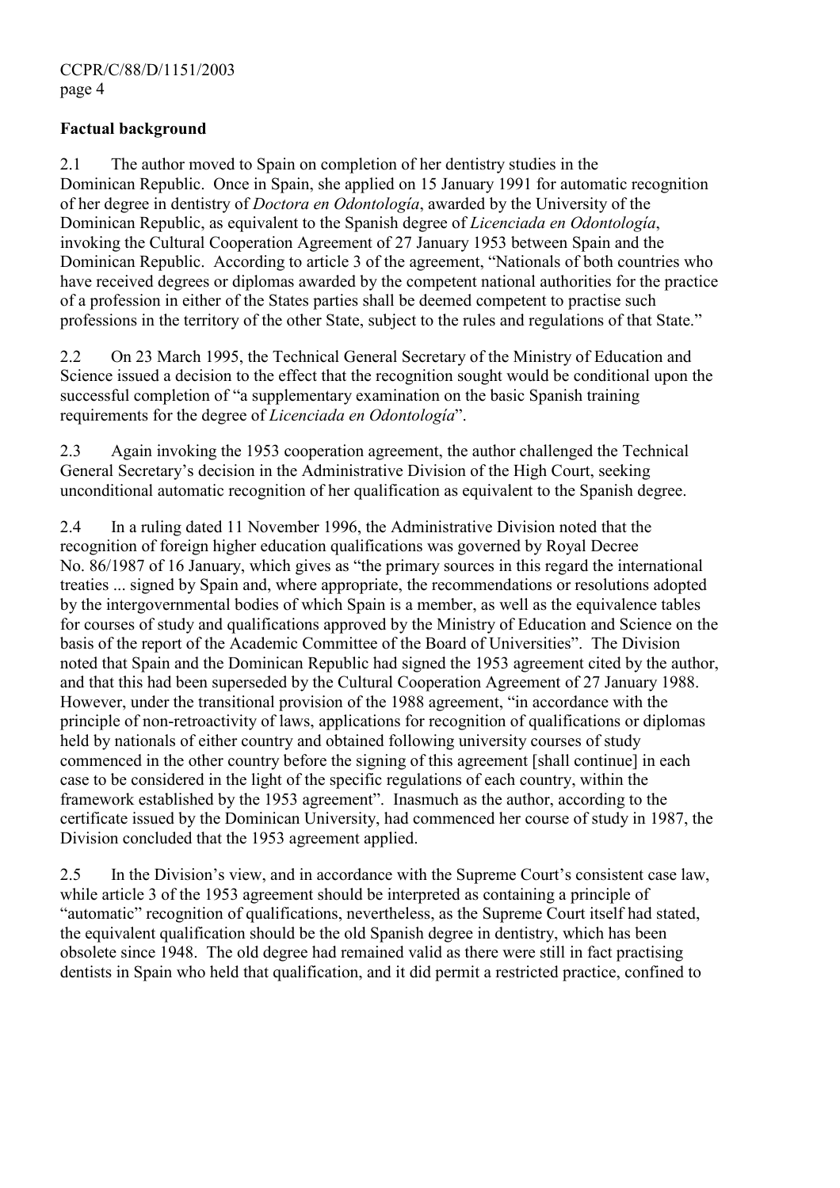**Factual background**

2.1 The author moved to Spain on completion of her dentistry studies in the Dominican Republic. Once in Spain, she applied on 15 January 1991 for automatic recognition of her degree in dentistry of *Doctora en Odontología*, awarded by the University of the Dominican Republic, as equivalent to the Spanish degree of *Licenciada en Odontología*, invoking the Cultural Cooperation Agreement of 27 January 1953 between Spain and the Dominican Republic. According to article 3 of the agreement, "Nationals of both countries who have received degrees or diplomas awarded by the competent national authorities for the practice of a profession in either of the States parties shall be deemed competent to practise such professions in the territory of the other State, subject to the rules and regulations of that State."

2.2 On 23 March 1995, the Technical General Secretary of the Ministry of Education and Science issued a decision to the effect that the recognition sought would be conditional upon the successful completion of "a supplementary examination on the basic Spanish training requirements for the degree of *Licenciada en Odontología*".

2.3 Again invoking the 1953 cooperation agreement, the author challenged the Technical General Secretary's decision in the Administrative Division of the High Court, seeking unconditional automatic recognition of her qualification as equivalent to the Spanish degree.

2.4 In a ruling dated 11 November 1996, the Administrative Division noted that the recognition of foreign higher education qualifications was governed by Royal Decree No. 86/1987 of 16 January, which gives as "the primary sources in this regard the international treaties ... signed by Spain and, where appropriate, the recommendations or resolutions adopted by the intergovernmental bodies of which Spain is a member, as well as the equivalence tables for courses of study and qualifications approved by the Ministry of Education and Science on the basis of the report of the Academic Committee of the Board of Universities". The Division noted that Spain and the Dominican Republic had signed the 1953 agreement cited by the author, and that this had been superseded by the Cultural Cooperation Agreement of 27 January 1988. However, under the transitional provision of the 1988 agreement, "in accordance with the principle of non-retroactivity of laws, applications for recognition of qualifications or diplomas held by nationals of either country and obtained following university courses of study commenced in the other country before the signing of this agreement [shall continue] in each case to be considered in the light of the specific regulations of each country, within the framework established by the 1953 agreement". Inasmuch as the author, according to the certificate issued by the Dominican University, had commenced her course of study in 1987, the Division concluded that the 1953 agreement applied.

2.5 In the Division's view, and in accordance with the Supreme Court's consistent case law, while article 3 of the 1953 agreement should be interpreted as containing a principle of "automatic" recognition of qualifications, nevertheless, as the Supreme Court itself had stated, the equivalent qualification should be the old Spanish degree in dentistry, which has been obsolete since 1948. The old degree had remained valid as there were still in fact practising dentists in Spain who held that qualification, and it did permit a restricted practice, confined to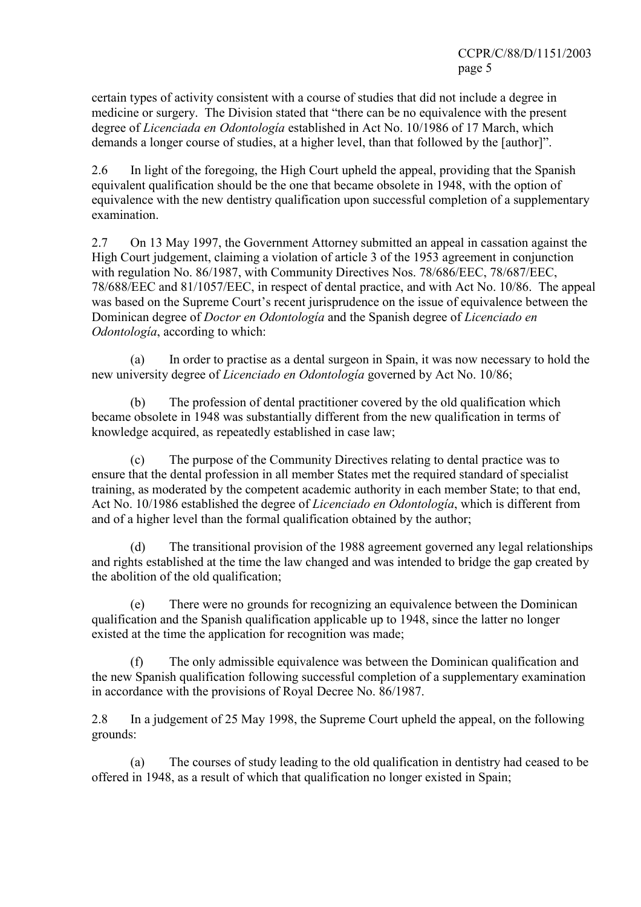certain types of activity consistent with a course of studies that did not include a degree in medicine or surgery. The Division stated that "there can be no equivalence with the present degree of *Licenciada en Odontología* established in Act No. 10/1986 of 17 March, which demands a longer course of studies, at a higher level, than that followed by the [author]".

2.6 In light of the foregoing, the High Court upheld the appeal, providing that the Spanish equivalent qualification should be the one that became obsolete in 1948, with the option of equivalence with the new dentistry qualification upon successful completion of a supplementary examination.

2.7 On 13 May 1997, the Government Attorney submitted an appeal in cassation against the High Court judgement, claiming a violation of article 3 of the 1953 agreement in conjunction with regulation No. 86/1987, with Community Directives Nos. 78/686/EEC, 78/687/EEC, 78/688/EEC and 81/1057/EEC, in respect of dental practice, and with Act No. 10/86. The appeal was based on the Supreme Court's recent jurisprudence on the issue of equivalence between the Dominican degree of *Doctor en Odontología* and the Spanish degree of *Licenciado en Odontología*, according to which:

(a) In order to practise as a dental surgeon in Spain, it was now necessary to hold the new university degree of *Licenciado en Odontología* governed by Act No. 10/86;

(b) The profession of dental practitioner covered by the old qualification which became obsolete in 1948 was substantially different from the new qualification in terms of knowledge acquired, as repeatedly established in case law;

(c) The purpose of the Community Directives relating to dental practice was to ensure that the dental profession in all member States met the required standard of specialist training, as moderated by the competent academic authority in each member State; to that end, Act No. 10/1986 established the degree of *Licenciado en Odontología*, which is different from and of a higher level than the formal qualification obtained by the author;

(d) The transitional provision of the 1988 agreement governed any legal relationships and rights established at the time the law changed and was intended to bridge the gap created by the abolition of the old qualification;

(e) There were no grounds for recognizing an equivalence between the Dominican qualification and the Spanish qualification applicable up to 1948, since the latter no longer existed at the time the application for recognition was made;

(f) The only admissible equivalence was between the Dominican qualification and the new Spanish qualification following successful completion of a supplementary examination in accordance with the provisions of Royal Decree No. 86/1987.

2.8 In a judgement of 25 May 1998, the Supreme Court upheld the appeal, on the following grounds:

(a) The courses of study leading to the old qualification in dentistry had ceased to be offered in 1948, as a result of which that qualification no longer existed in Spain;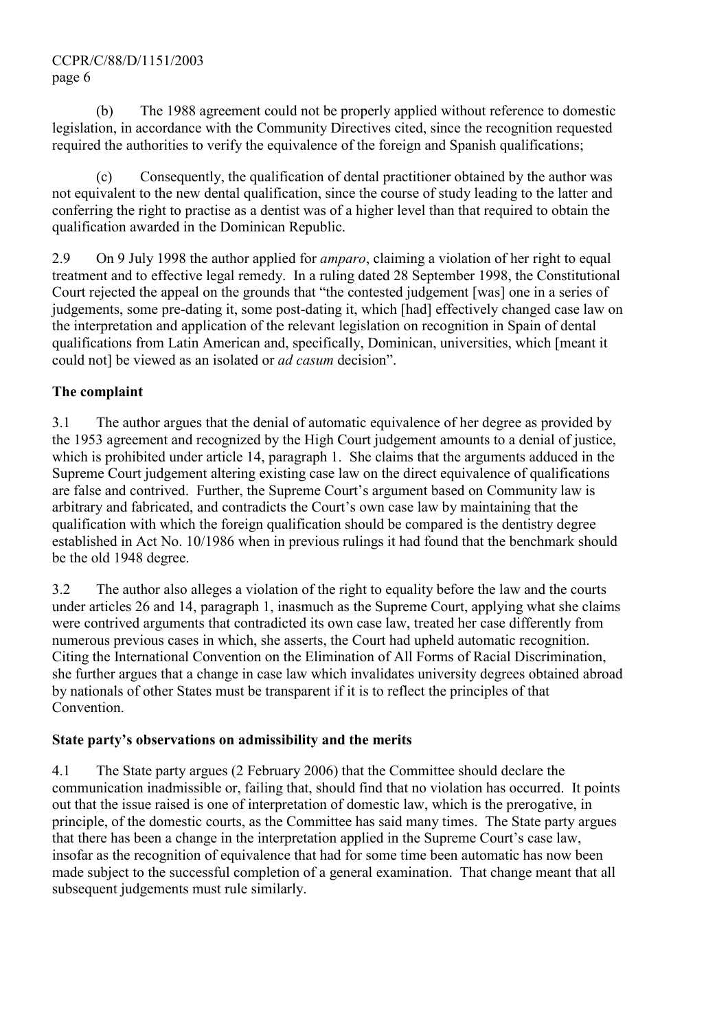(b) The 1988 agreement could not be properly applied without reference to domestic legislation, in accordance with the Community Directives cited, since the recognition requested required the authorities to verify the equivalence of the foreign and Spanish qualifications;

(c) Consequently, the qualification of dental practitioner obtained by the author was not equivalent to the new dental qualification, since the course of study leading to the latter and conferring the right to practise as a dentist was of a higher level than that required to obtain the qualification awarded in the Dominican Republic.

2.9 On 9 July 1998 the author applied for *amparo*, claiming a violation of her right to equal treatment and to effective legal remedy. In a ruling dated 28 September 1998, the Constitutional Court rejected the appeal on the grounds that "the contested judgement [was] one in a series of judgements, some pre-dating it, some post-dating it, which [had] effectively changed case law on the interpretation and application of the relevant legislation on recognition in Spain of dental qualifications from Latin American and, specifically, Dominican, universities, which [meant it could not] be viewed as an isolated or *ad casum* decision".

## The complaint

3.1 The author argues that the denial of automatic equivalence of her degree as provided by the 1953 agreement and recognized by the High Court judgement amounts to a denial of justice, which is prohibited under article 14, paragraph 1. She claims that the arguments adduced in the Supreme Court judgement altering existing case law on the direct equivalence of qualifications are false and contrived. Further, the Supreme Court's argument based on Community law is arbitrary and fabricated, and contradicts the Court's own case law by maintaining that the qualification with which the foreign qualification should be compared is the dentistry degree established in Act No. 10/1986 when in previous rulings it had found that the benchmark should be the old 1948 degree.

3.2 The author also alleges a violation of the right to equality before the law and the courts under articles 26 and 14, paragraph 1, inasmuch as the Supreme Court, applying what she claims were contrived arguments that contradicted its own case law, treated her case differently from numerous previous cases in which, she asserts, the Court had upheld automatic recognition. Citing the International Convention on the Elimination of All Forms of Racial Discrimination, she further argues that a change in case law which invalidates university degrees obtained abroad by nationals of other States must be transparent if it is to reflect the principles of that Convention.

## State party's observations on admissibility and the merits

4.1 The State party argues (2 February 2006) that the Committee should declare the communication inadmissible or, failing that, should find that no violation has occurred. It points out that the issue raised is one of interpretation of domestic law, which is the prerogative, in principle, of the domestic courts, as the Committee has said many times. The State party argues that there has been a change in the interpretation applied in the Supreme Court's case law, insofar as the recognition of equivalence that had for some time been automatic has now been made subject to the successful completion of a general examination. That change meant that all subsequent judgements must rule similarly.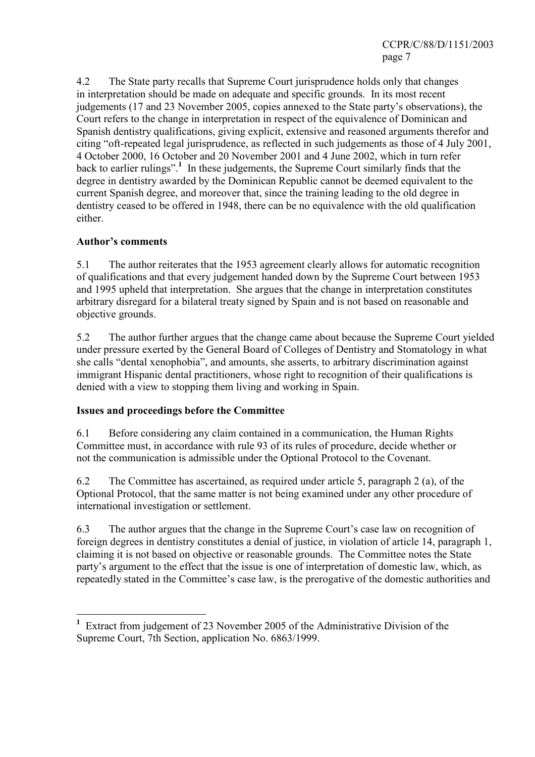4.2 The State party recalls that Supreme Court jurisprudence holds only that changes in interpretation should be made on adequate and specific grounds. In its most recent judgements (17 and 23 November 2005, copies annexed to the State party's observations), the Court refers to the change in interpretation in respect of the equivalence of Dominican and Spanish dentistry qualifications, giving explicit, extensive and reasoned arguments therefor and citing "oft-repeated legal jurisprudence, as reflected in such judgements as those of 4 July 2001, 4 October 2000, 16 October and 20 November 2001 and 4 June 2002, which in turn refer back to earlier rulings".[1] In these judgements, the Supreme Court similarly finds that the degree in dentistry awarded by the Dominican Republic cannot be deemed equivalent to the current Spanish degree, and moreover that, since the training leading to the old degree in dentistry ceased to be offered in 1948, there can be no equivalence with the old qualification either.

**Author's comments**

5.1 The author reiterates that the 1953 agreement clearly allows for automatic recognition of qualifications and that every judgement handed down by the Supreme Court between 1953 and 1995 upheld that interpretation. She argues that the change in interpretation constitutes arbitrary disregard for a bilateral treaty signed by Spain and is not based on reasonable and objective grounds.

5.2 The author further argues that the change came about because the Supreme Court yielded under pressure exerted by the General Board of Colleges of Dentistry and Stomatology in what she calls "dental xenophobia", and amounts, she asserts, to arbitrary discrimination against immigrant Hispanic dental practitioners, whose right to recognition of their qualifications is denied with a view to stopping them living and working in Spain.

**Issues and proceedings before the Committee**

6.1 Before considering any claim contained in a communication, the Human Rights Committee must, in accordance with rule 93 of its rules of procedure, decide whether or not the communication is admissible under the Optional Protocol to the Covenant.

6.2 The Committee has ascertained, as required under article 5, paragraph 2 (a), of the Optional Protocol, that the same matter is not being examined under any other procedure of international investigation or settlement.

6.3 The author argues that the change in the Supreme Court's case law on recognition of foreign degrees in dentistry constitutes a denial of justice, in violation of article 14, paragraph 1, claiming it is not based on objective or reasonable grounds. The Committee notes the State party's argument to the effect that the issue is one of interpretation of domestic law, which, as repeatedly stated in the Committee's case law, is the prerogative of the domestic authorities and

---

[1] Extract from judgement of 23 November 2005 of the Administrative Division of the Supreme Court, 7th Section, application No. 6863/1999.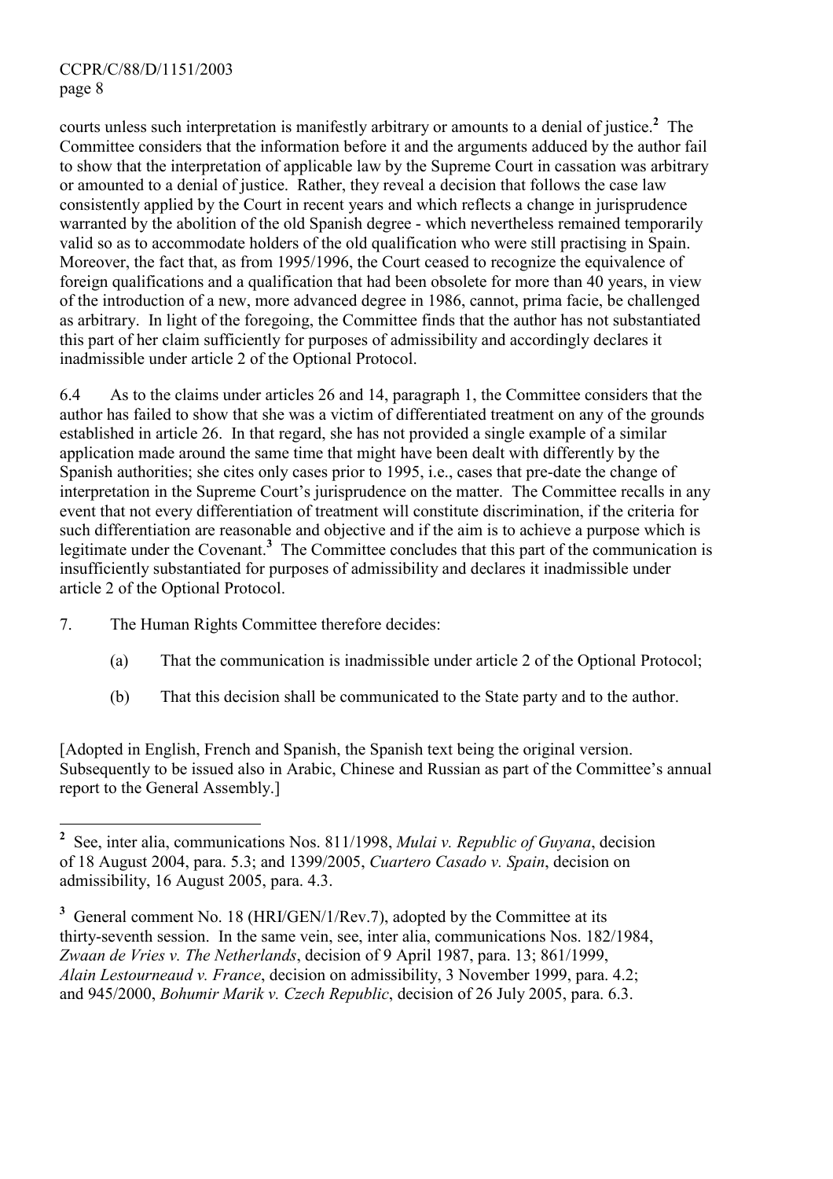courts unless such interpretation is manifestly arbitrary or amounts to a denial of justice.[2] The Committee considers that the information before it and the arguments adduced by the author fail to show that the interpretation of applicable law by the Supreme Court in cassation was arbitrary or amounted to a denial of justice. Rather, they reveal a decision that follows the case law consistently applied by the Court in recent years and which reflects a change in jurisprudence warranted by the abolition of the old Spanish degree - which nevertheless remained temporarily valid so as to accommodate holders of the old qualification who were still practising in Spain. Moreover, the fact that, as from 1995/1996, the Court ceased to recognize the equivalence of foreign qualifications and a qualification that had been obsolete for more than 40 years, in view of the introduction of a new, more advanced degree in 1986, cannot, prima facie, be challenged as arbitrary. In light of the foregoing, the Committee finds that the author has not substantiated this part of her claim sufficiently for purposes of admissibility and accordingly declares it inadmissible under article 2 of the Optional Protocol.

6.4 As to the claims under articles 26 and 14, paragraph 1, the Committee considers that the author has failed to show that she was a victim of differentiated treatment on any of the grounds established in article 26. In that regard, she has not provided a single example of a similar application made around the same time that might have been dealt with differently by the Spanish authorities; she cites only cases prior to 1995, i.e., cases that pre-date the change of interpretation in the Supreme Court's jurisprudence on the matter. The Committee recalls in any event that not every differentiation of treatment will constitute discrimination, if the criteria for such differentiation are reasonable and objective and if the aim is to achieve a purpose which is legitimate under the Covenant.[3] The Committee concludes that this part of the communication is insufficiently substantiated for purposes of admissibility and declares it inadmissible under article 2 of the Optional Protocol.

7. The Human Rights Committee therefore decides:

(a) That the communication is inadmissible under article 2 of the Optional Protocol;

(b) That this decision shall be communicated to the State party and to the author.

[Adopted in English, French and Spanish, the Spanish text being the original version. Subsequently to be issued also in Arabic, Chinese and Russian as part of the Committee's annual report to the General Assembly.]

---

[2] See, inter alia, communications Nos. 811/1998, *Mulai v. Republic of Guyana*, decision of 18 August 2004, para. 5.3; and 1399/2005, *Cuartero Casado v. Spain*, decision on admissibility, 16 August 2005, para. 4.3.

[3] General comment No. 18 (HRI/GEN/1/Rev.7), adopted by the Committee at its thirty-seventh session. In the same vein, see, inter alia, communications Nos. 182/1984, *Zwaan de Vries v. The Netherlands*, decision of 9 April 1987, para. 13; 861/1999, *Alain Lestourneaud v. France*, decision on admissibility, 3 November 1999, para. 4.2; and 945/2000, *Bohumir Marik v. Czech Republic*, decision of 26 July 2005, para. 6.3.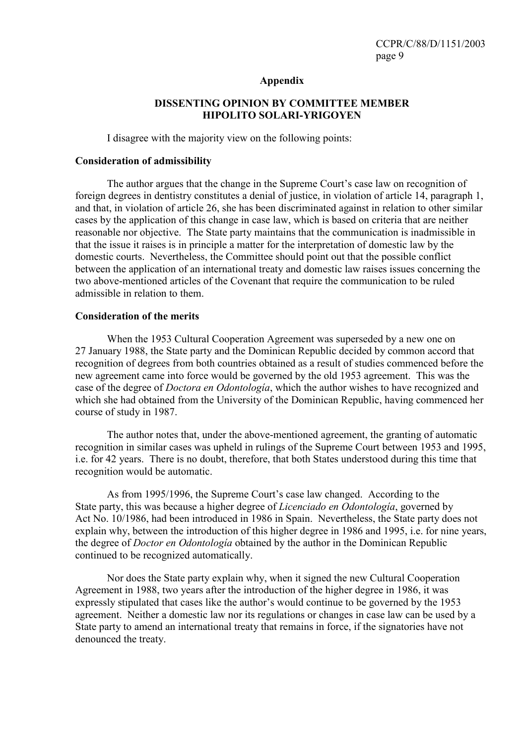## Appendix

## DISSENTING OPINION BY COMMITTEE MEMBER HIPOLITO SOLARI-YRIGOYEN

I disagree with the majority view on the following points:

**Consideration of admissibility**

The author argues that the change in the Supreme Court's case law on recognition of foreign degrees in dentistry constitutes a denial of justice, in violation of article 14, paragraph 1, and that, in violation of article 26, she has been discriminated against in relation to other similar cases by the application of this change in case law, which is based on criteria that are neither reasonable nor objective. The State party maintains that the communication is inadmissible in that the issue it raises is in principle a matter for the interpretation of domestic law by the domestic courts. Nevertheless, the Committee should point out that the possible conflict between the application of an international treaty and domestic law raises issues concerning the two above-mentioned articles of the Covenant that require the communication to be ruled admissible in relation to them.

**Consideration of the merits**

When the 1953 Cultural Cooperation Agreement was superseded by a new one on 27 January 1988, the State party and the Dominican Republic decided by common accord that recognition of degrees from both countries obtained as a result of studies commenced before the new agreement came into force would be governed by the old 1953 agreement. This was the case of the degree of *Doctora en Odontología*, which the author wishes to have recognized and which she had obtained from the University of the Dominican Republic, having commenced her course of study in 1987.

The author notes that, under the above-mentioned agreement, the granting of automatic recognition in similar cases was upheld in rulings of the Supreme Court between 1953 and 1995, i.e. for 42 years. There is no doubt, therefore, that both States understood during this time that recognition would be automatic.

As from 1995/1996, the Supreme Court's case law changed. According to the State party, this was because a higher degree of *Licenciado en Odontología*, governed by Act No. 10/1986, had been introduced in 1986 in Spain. Nevertheless, the State party does not explain why, between the introduction of this higher degree in 1986 and 1995, i.e. for nine years, the degree of *Doctor en Odontología* obtained by the author in the Dominican Republic continued to be recognized automatically.

Nor does the State party explain why, when it signed the new Cultural Cooperation Agreement in 1988, two years after the introduction of the higher degree in 1986, it was expressly stipulated that cases like the author's would continue to be governed by the 1953 agreement. Neither a domestic law nor its regulations or changes in case law can be used by a State party to amend an international treaty that remains in force, if the signatories have not denounced the treaty.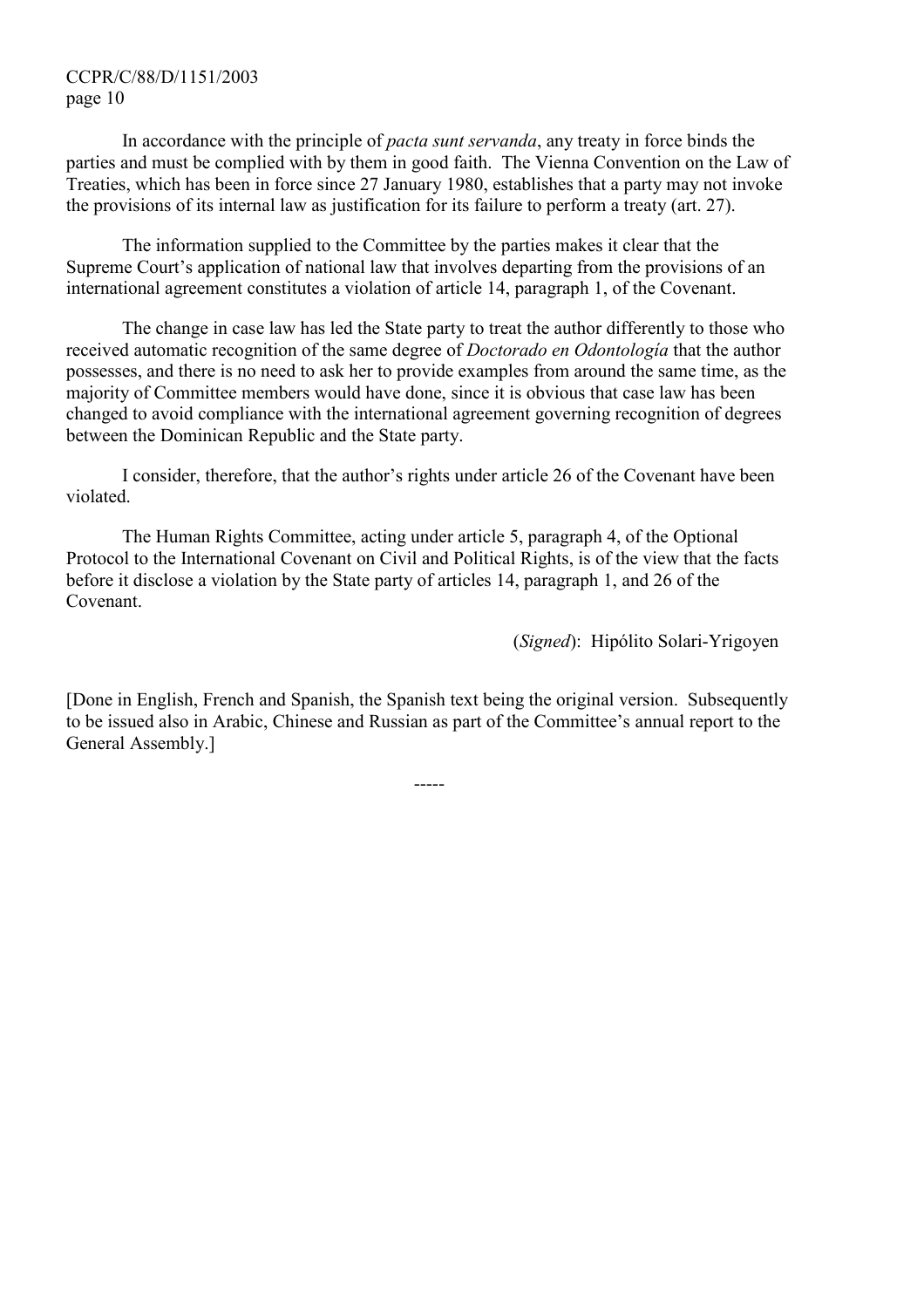In accordance with the principle of *pacta sunt servanda*, any treaty in force binds the parties and must be complied with by them in good faith. The Vienna Convention on the Law of Treaties, which has been in force since 27 January 1980, establishes that a party may not invoke the provisions of its internal law as justification for its failure to perform a treaty (art. 27).

The information supplied to the Committee by the parties makes it clear that the Supreme Court's application of national law that involves departing from the provisions of an international agreement constitutes a violation of article 14, paragraph 1, of the Covenant.

The change in case law has led the State party to treat the author differently to those who received automatic recognition of the same degree of *Doctorado en Odontología* that the author possesses, and there is no need to ask her to provide examples from around the same time, as the majority of Committee members would have done, since it is obvious that case law has been changed to avoid compliance with the international agreement governing recognition of degrees between the Dominican Republic and the State party.

I consider, therefore, that the author's rights under article 26 of the Covenant have been violated.

The Human Rights Committee, acting under article 5, paragraph 4, of the Optional Protocol to the International Covenant on Civil and Political Rights, is of the view that the facts before it disclose a violation by the State party of articles 14, paragraph 1, and 26 of the Covenant.

(*Signed*): Hipólito Solari-Yrigoyen

[Done in English, French and Spanish, the Spanish text being the original version. Subsequently to be issued also in Arabic, Chinese and Russian as part of the Committee's annual report to the General Assembly.]

-----